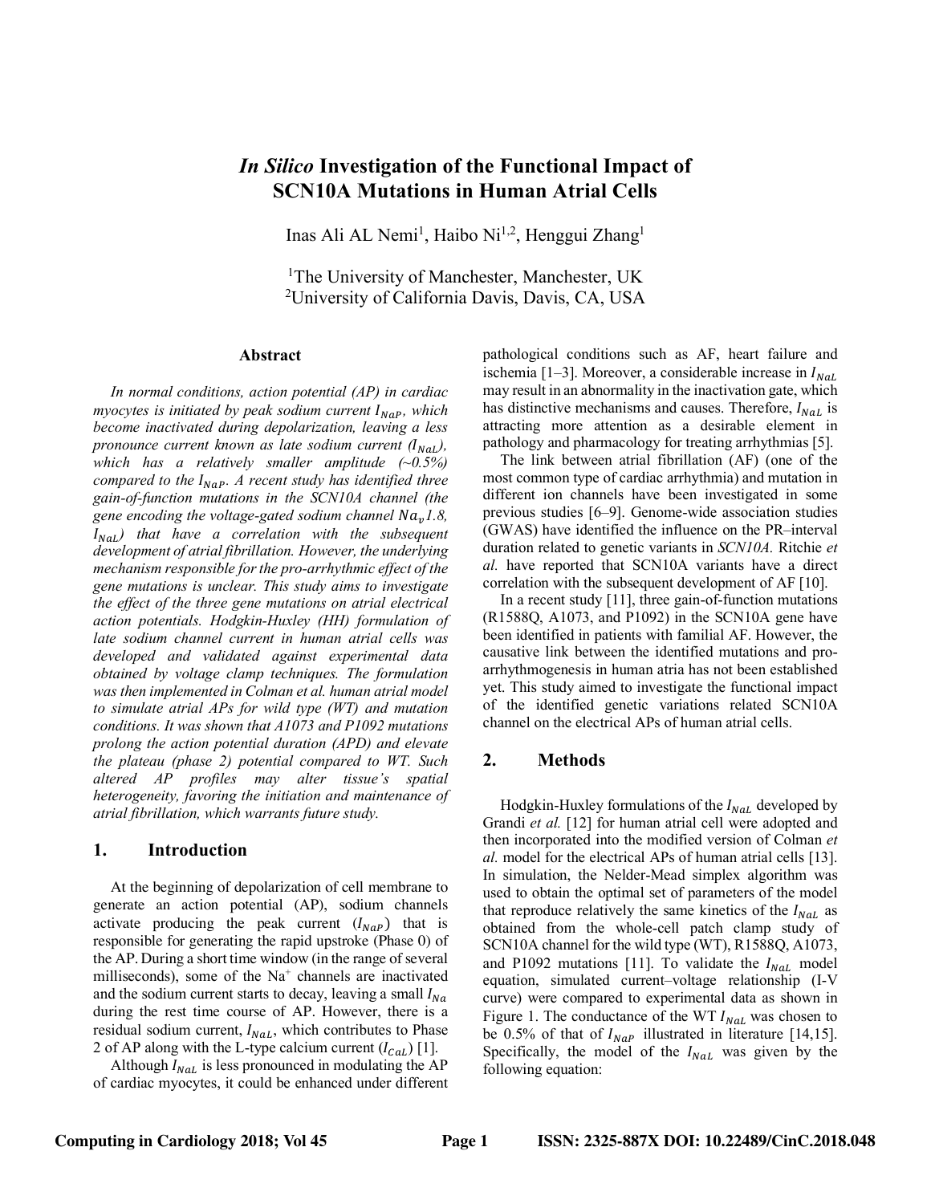# *In Silico* Investigation of the Functional Impact of SCN10A Mutations in Human Atrial Cells

Inas Ali AL Nemi[1], Haibo Ni[1,2], Henggui Zhang[1]

[1]The University of Manchester, Manchester, UK
[2]University of California Davis, Davis, CA, USA

## Abstract

*In normal conditions, action potential (AP) in cardiac myocytes is initiated by peak sodium current $I_{NaP}$, which become inactivated during depolarization, leaving a less pronounce current known as late sodium current ($I_{NaL}$), which has a relatively smaller amplitude (~0.5%) compared to the $I_{NaP}$. A recent study has identified three gain-of-function mutations in the SCN10A channel (the gene encoding the voltage-gated sodium channel $Na_v$1.8, $I_{NaL}$) that have a correlation with the subsequent development of atrial fibrillation. However, the underlying mechanism responsible for the pro-arrhythmic effect of the gene mutations is unclear. This study aims to investigate the effect of the three gene mutations on atrial electrical action potentials. Hodgkin-Huxley (HH) formulation of late sodium channel current in human atrial cells was developed and validated against experimental data obtained by voltage clamp techniques. The formulation was then implemented in Colman et al. human atrial model to simulate atrial APs for wild type (WT) and mutation conditions. It was shown that A1073 and P1092 mutations prolong the action potential duration (APD) and elevate the plateau (phase 2) potential compared to WT. Such altered AP profiles may alter tissue's spatial heterogeneity, favoring the initiation and maintenance of atrial fibrillation, which warrants future study.*

## 1. Introduction

At the beginning of depolarization of cell membrane to generate an action potential (AP), sodium channels activate producing the peak current ($I_{NaP}$) that is responsible for generating the rapid upstroke (Phase 0) of the AP. During a short time window (in the range of several milliseconds), some of the Na$^{+}$ channels are inactivated and the sodium current starts to decay, leaving a small $I_{Na}$ during the rest time course of AP. However, there is a residual sodium current, $I_{NaL}$, which contributes to Phase 2 of AP along with the L-type calcium current ($I_{CaL}$) [1].

Although $I_{NaL}$ is less pronounced in modulating the AP of cardiac myocytes, it could be enhanced under different pathological conditions such as AF, heart failure and ischemia [1–3]. Moreover, a considerable increase in $I_{NaL}$ may result in an abnormality in the inactivation gate, which has distinctive mechanisms and causes. Therefore, $I_{NaL}$ is attracting more attention as a desirable element in pathology and pharmacology for treating arrhythmias [5].

The link between atrial fibrillation (AF) (one of the most common type of cardiac arrhythmia) and mutation in different ion channels have been investigated in some previous studies [6–9]. Genome-wide association studies (GWAS) have identified the influence on the PR–interval duration related to genetic variants in *SCN10A.* Ritchie *et al.* have reported that SCN10A variants have a direct correlation with the subsequent development of AF [10].

In a recent study [11], three gain-of-function mutations (R1588Q, A1073, and P1092) in the SCN10A gene have been identified in patients with familial AF. However, the causative link between the identified mutations and pro-arrhythmogenesis in human atria has not been established yet. This study aimed to investigate the functional impact of the identified genetic variations related SCN10A channel on the electrical APs of human atrial cells.

## 2. Methods

Hodgkin-Huxley formulations of the $I_{NaL}$ developed by Grandi *et al.* [12] for human atrial cell were adopted and then incorporated into the modified version of Colman *et al.* model for the electrical APs of human atrial cells [13]. In simulation, the Nelder-Mead simplex algorithm was used to obtain the optimal set of parameters of the model that reproduce relatively the same kinetics of the $I_{NaL}$ as obtained from the whole-cell patch clamp study of SCN10A channel for the wild type (WT), R1588Q, A1073, and P1092 mutations [11]. To validate the $I_{NaL}$ model equation, simulated current–voltage relationship (I-V curve) were compared to experimental data as shown in Figure 1. The conductance of the WT $I_{NaL}$ was chosen to be 0.5% of that of $I_{NaP}$ illustrated in literature [14,15]. Specifically, the model of the $I_{NaL}$ was given by the following equation: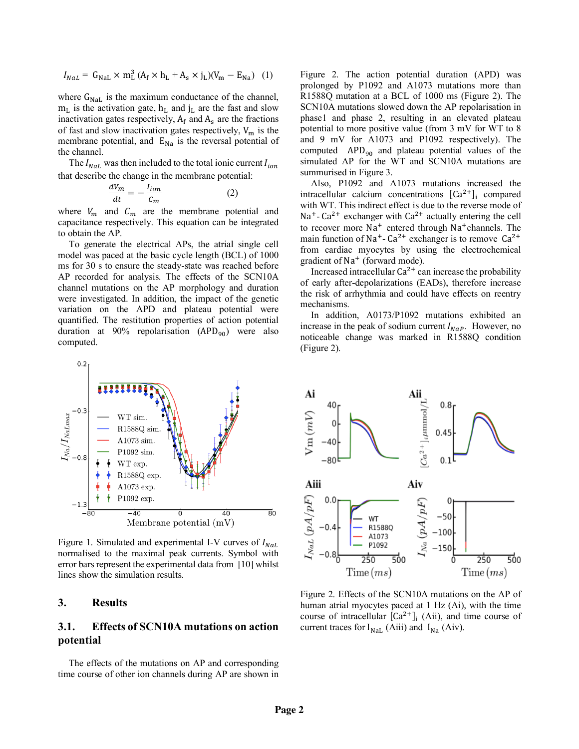$$I_{NaL} = G_{NaL} \times m_L^3 (A_f \times h_L + A_s \times j_L)(V_m - E_{Na}) \quad (1)$$

where $G_{NaL}$ is the maximum conductance of the channel, $m_L$ is the activation gate, $h_L$ and $j_L$ are the fast and slow inactivation gates respectively, $A_f$ and $A_s$ are the fractions of fast and slow inactivation gates respectively, $V_m$ is the membrane potential, and $E_{Na}$ is the reversal potential of the channel.

The $I_{NaL}$ was then included to the total ionic current $I_{ion}$ that describe the change in the membrane potential:

$$\frac{dV_m}{dt} = -\frac{I_{ion}}{C_m} \quad (2)$$

where $V_m$ and $C_m$ are the membrane potential and capacitance respectively. This equation can be integrated to obtain the AP.

To generate the electrical APs, the atrial single cell model was paced at the basic cycle length (BCL) of 1000 ms for 30 s to ensure the steady-state was reached before AP recorded for analysis. The effects of the SCN10A channel mutations on the AP morphology and duration were investigated. In addition, the impact of the genetic variation on the APD and plateau potential were quantified. The restitution properties of action potential duration at 90% repolarisation ($APD_{90}$) were also computed.

Figure 1. Simulated and experimental I-V curves of $I_{NaL}$ normalised to the maximal peak currents. Symbol with error bars represent the experimental data from [10] whilst lines show the simulation results.

## 3. Results

### 3.1. Effects of SCN10A mutations on action potential

The effects of the mutations on AP and corresponding time course of other ion channels during AP are shown in Figure 2. The action potential duration (APD) was prolonged by P1092 and A1073 mutations more than R1588Q mutation at a BCL of 1000 ms (Figure 2). The SCN10A mutations slowed down the AP repolarisation in phase1 and phase 2, resulting in an elevated plateau potential to more positive value (from 3 mV for WT to 8 and 9 mV for A1073 and P1092 respectively). The computed $APD_{90}$ and plateau potential values of the simulated AP for the WT and SCN10A mutations are summurised in Figure 3.

Also, P1092 and A1073 mutations increased the intracellular calcium concentrations $[Ca^{2+}]_i$ compared with WT. This indirect effect is due to the reverse mode of $Na^+$- $Ca^{2+}$ exchanger with $Ca^{2+}$ actually entering the cell to recover more $Na^+$ entered through $Na^+$channels. The main function of $Na^+$- $Ca^{2+}$ exchanger is to remove $Ca^{2+}$ from cardiac myocytes by using the electrochemical gradient of $Na^+$ (forward mode).

Increased intracellular $Ca^{2+}$ can increase the probability of early after-depolarizations (EADs), therefore increase the risk of arrhythmia and could have effects on reentry mechanisms.

In addition, A0173/P1092 mutations exhibited an increase in the peak of sodium current $I_{NaP}$. However, no noticeable change was marked in R1588Q condition (Figure 2).

Figure 2. Effects of the SCN10A mutations on the AP of human atrial myocytes paced at 1 Hz (Ai), with the time course of intracellular $[Ca^{2+}]_i$ (Aii), and time course of current traces for $I_{NaL}$ (Aiii) and $I_{Na}$ (Aiv).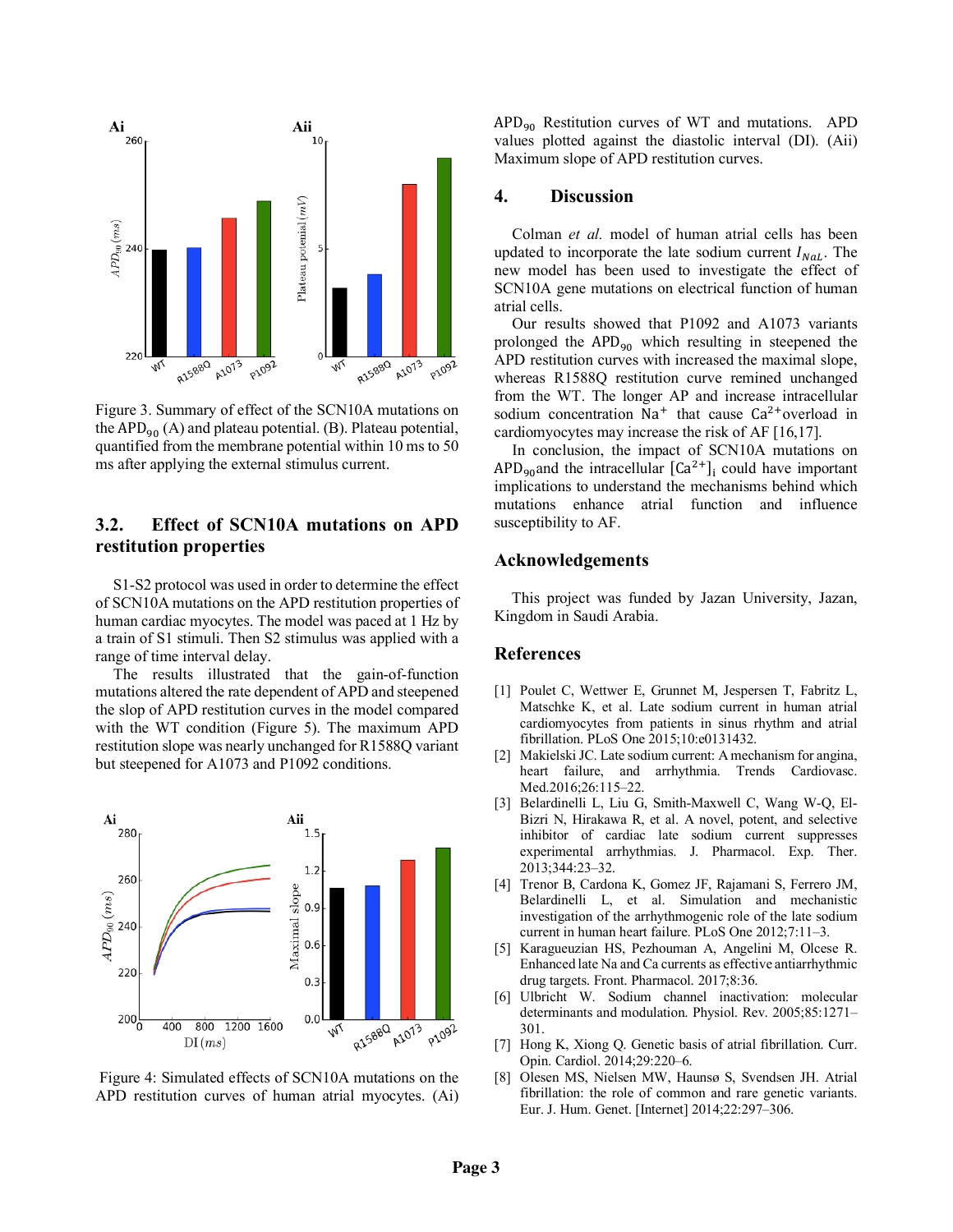Figure 3. Summary of effect of the SCN10A mutations on the $APD_{90}$ (A) and plateau potential. (B). Plateau potential, quantified from the membrane potential within 10 ms to 50 ms after applying the external stimulus current.

## 3.2. Effect of SCN10A mutations on APD restitution properties

S1-S2 protocol was used in order to determine the effect of SCN10A mutations on the APD restitution properties of human cardiac myocytes. The model was paced at 1 Hz by a train of S1 stimuli. Then S2 stimulus was applied with a range of time interval delay.

The results illustrated that the gain-of-function mutations altered the rate dependent of APD and steepened the slop of APD restitution curves in the model compared with the WT condition (Figure 5). The maximum APD restitution slope was nearly unchanged for R1588Q variant but steepened for A1073 and P1092 conditions.

Figure 4: Simulated effects of SCN10A mutations on the APD restitution curves of human atrial myocytes. (Ai) $APD_{90}$ Restitution curves of WT and mutations. APD values plotted against the diastolic interval (DI). (Aii) Maximum slope of APD restitution curves.

## 4. Discussion

Colman *et al.* model of human atrial cells has been updated to incorporate the late sodium current $I_{NaL}$. The new model has been used to investigate the effect of SCN10A gene mutations on electrical function of human atrial cells.

Our results showed that P1092 and A1073 variants prolonged the $APD_{90}$ which resulting in steepened the APD restitution curves with increased the maximal slope, whereas R1588Q restitution curve remined unchanged from the WT. The longer AP and increase intracellular sodium concentration $Na^{+}$ that cause $Ca^{2+}$overload in cardiomyocytes may increase the risk of AF [16,17].

In conclusion, the impact of SCN10A mutations on $APD_{90}$and the intracellular $[Ca^{2+}]_i$ could have important implications to understand the mechanisms behind which mutations enhance atrial function and influence susceptibility to AF.

## Acknowledgements

This project was funded by Jazan University, Jazan, Kingdom in Saudi Arabia.

## References

[1] Poulet C, Wettwer E, Grunnet M, Jespersen T, Fabritz L, Matschke K, et al. Late sodium current in human atrial cardiomyocytes from patients in sinus rhythm and atrial fibrillation. PLoS One 2015;10:e0131432.

[2] Makielski JC. Late sodium current: A mechanism for angina, heart failure, and arrhythmia. Trends Cardiovasc. Med.2016;26:115–22.

[3] Belardinelli L, Liu G, Smith-Maxwell C, Wang W-Q, El-Bizri N, Hirakawa R, et al. A novel, potent, and selective inhibitor of cardiac late sodium current suppresses experimental arrhythmias. J. Pharmacol. Exp. Ther. 2013;344:23–32.

[4] Trenor B, Cardona K, Gomez JF, Rajamani S, Ferrero JM, Belardinelli L, et al. Simulation and mechanistic investigation of the arrhythmogenic role of the late sodium current in human heart failure. PLoS One 2012;7:11–3.

[5] Karagueuzian HS, Pezhouman A, Angelini M, Olcese R. Enhanced late Na and Ca currents as effective antiarrhythmic drug targets. Front. Pharmacol. 2017;8:36.

[6] Ulbricht W. Sodium channel inactivation: molecular determinants and modulation. Physiol. Rev. 2005;85:1271–301.

[7] Hong K, Xiong Q. Genetic basis of atrial fibrillation. Curr. Opin. Cardiol. 2014;29:220–6.

[8] Olesen MS, Nielsen MW, Haunsø S, Svendsen JH. Atrial fibrillation: the role of common and rare genetic variants. Eur. J. Hum. Genet. [Internet] 2014;22:297–306.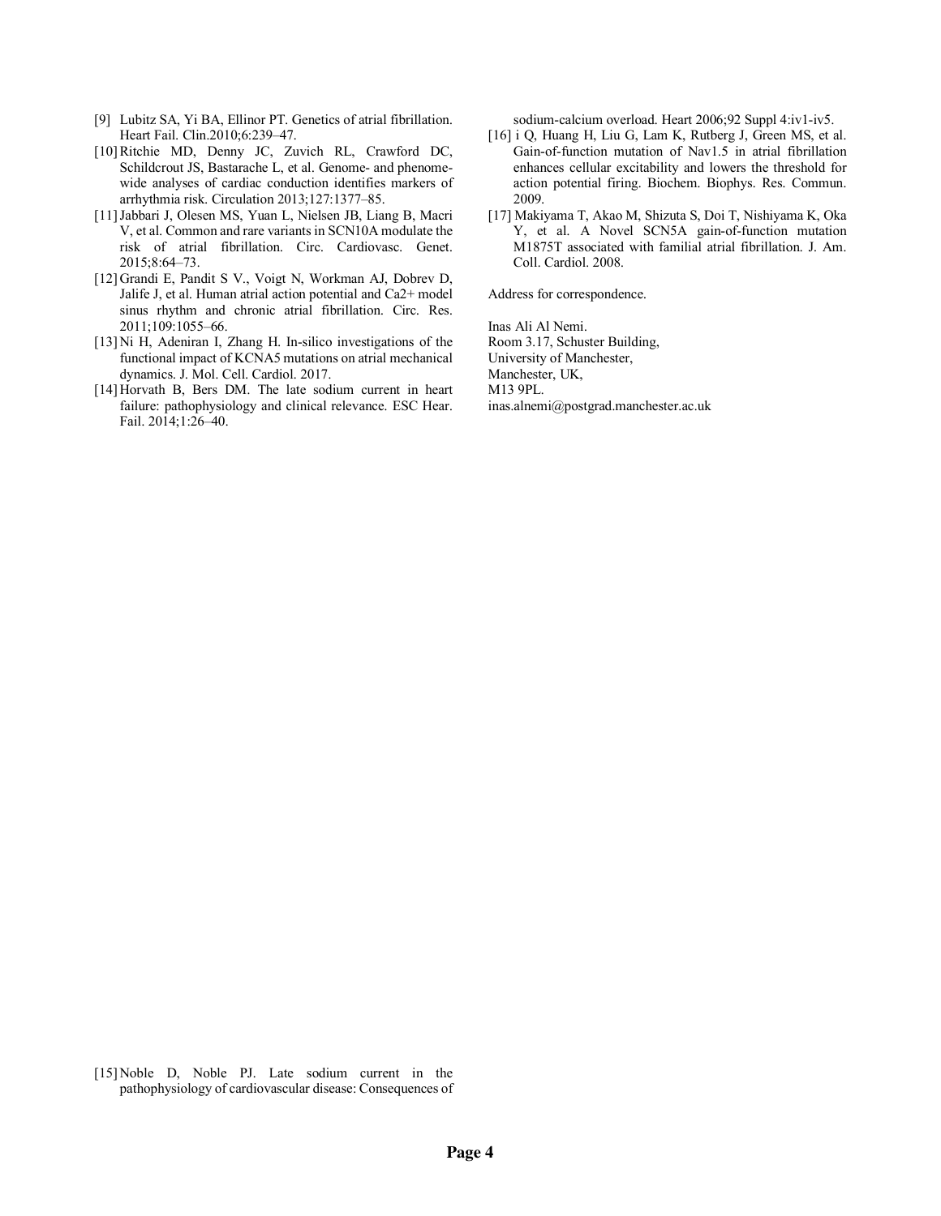[9] Lubitz SA, Yi BA, Ellinor PT. Genetics of atrial fibrillation. Heart Fail. Clin.2010;6:239–47.

[10] Ritchie MD, Denny JC, Zuvich RL, Crawford DC, Schildcrout JS, Bastarache L, et al. Genome- and phenome-wide analyses of cardiac conduction identifies markers of arrhythmia risk. Circulation 2013;127:1377–85.

[11] Jabbari J, Olesen MS, Yuan L, Nielsen JB, Liang B, Macri V, et al. Common and rare variants in SCN10A modulate the risk of atrial fibrillation. Circ. Cardiovasc. Genet. 2015;8:64–73.

[12] Grandi E, Pandit S V., Voigt N, Workman AJ, Dobrev D, Jalife J, et al. Human atrial action potential and Ca2+ model sinus rhythm and chronic atrial fibrillation. Circ. Res. 2011;109:1055–66.

[13] Ni H, Adeniran I, Zhang H. In-silico investigations of the functional impact of KCNA5 mutations on atrial mechanical dynamics. J. Mol. Cell. Cardiol. 2017.

[14] Horvath B, Bers DM. The late sodium current in heart failure: pathophysiology and clinical relevance. ESC Hear. Fail. 2014;1:26–40.

[15] Noble D, Noble PJ. Late sodium current in the pathophysiology of cardiovascular disease: Consequences of sodium-calcium overload. Heart 2006;92 Suppl 4:iv1-iv5.

[16] i Q, Huang H, Liu G, Lam K, Rutberg J, Green MS, et al. Gain-of-function mutation of Nav1.5 in atrial fibrillation enhances cellular excitability and lowers the threshold for action potential firing. Biochem. Biophys. Res. Commun. 2009.

[17] Makiyama T, Akao M, Shizuta S, Doi T, Nishiyama K, Oka Y, et al. A Novel SCN5A gain-of-function mutation M1875T associated with familial atrial fibrillation. J. Am. Coll. Cardiol. 2008.

Address for correspondence.

Inas Ali Al Nemi.
Room 3.17, Schuster Building,
University of Manchester,
Manchester, UK,
M13 9PL.
inas.alnemi@postgrad.manchester.ac.uk